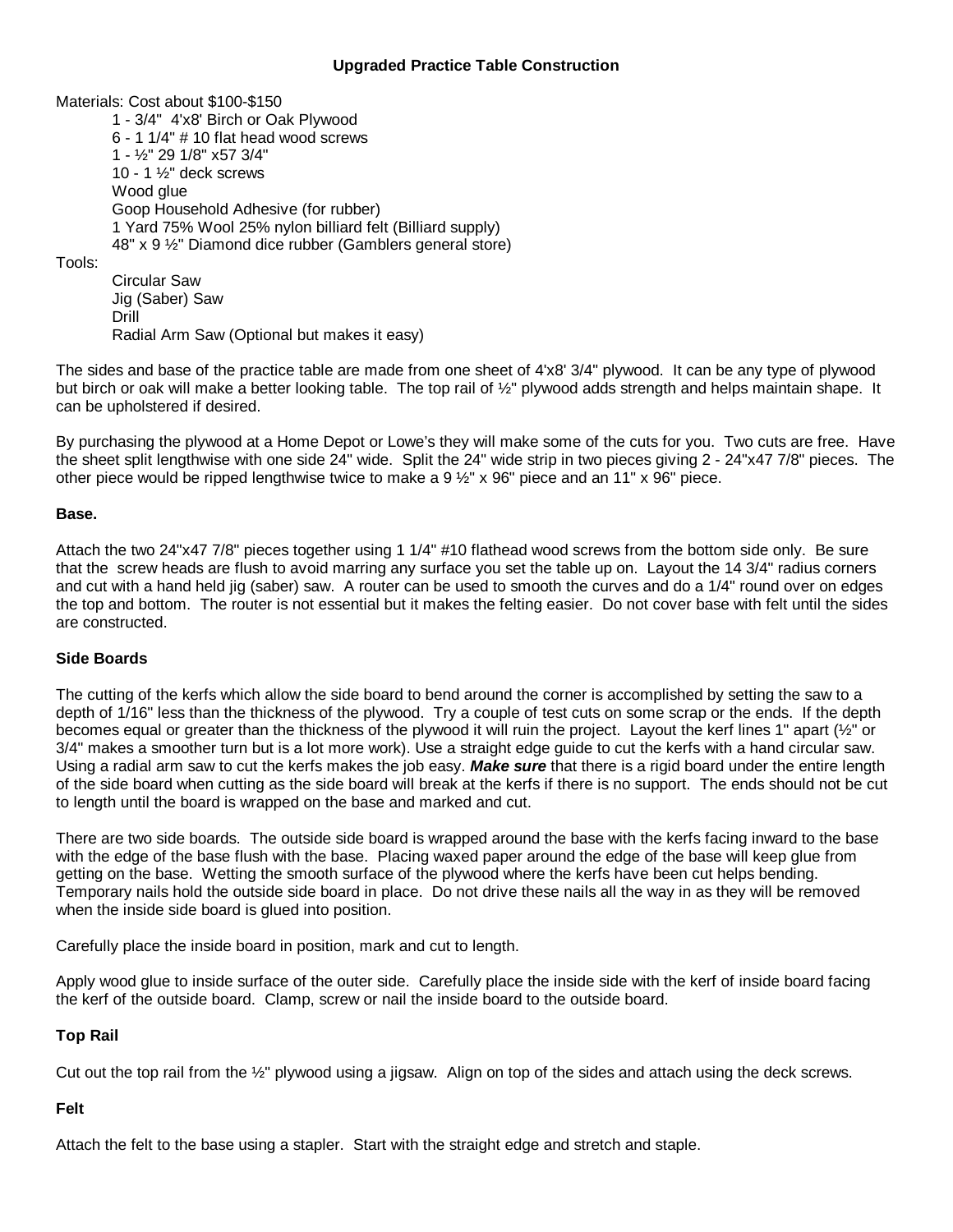# Upgraded Practice Table Construction

Materials: Cost about $100-$150

- 1 - 3/4" 4'x8' Birch or Oak Plywood
- 6 - 1 1/4" # 10 flat head wood screws
- 1 - ½" 29 1/8" x57 3/4"
- 10 - 1 ½" deck screws
- Wood glue
- Goop Household Adhesive (for rubber)
- 1 Yard 75% Wool 25% nylon billiard felt (Billiard supply)
- 48" x 9 ½" Diamond dice rubber (Gamblers general store)

Tools:

- Circular Saw
- Jig (Saber) Saw
- Drill
- Radial Arm Saw (Optional but makes it easy)

The sides and base of the practice table are made from one sheet of 4'x8' 3/4" plywood. It can be any type of plywood but birch or oak will make a better looking table. The top rail of ½" plywood adds strength and helps maintain shape. It can be upholstered if desired.

By purchasing the plywood at a Home Depot or Lowe's they will make some of the cuts for you. Two cuts are free. Have the sheet split lengthwise with one side 24" wide. Split the 24" wide strip in two pieces giving 2 - 24"x47 7/8" pieces. The other piece would be ripped lengthwise twice to make a 9 ½" x 96" piece and an 11" x 96" piece.

**Base.**

Attach the two 24"x47 7/8" pieces together using 1 1/4" #10 flathead wood screws from the bottom side only. Be sure that the screw heads are flush to avoid marring any surface you set the table up on. Layout the 14 3/4" radius corners and cut with a hand held jig (saber) saw. A router can be used to smooth the curves and do a 1/4" round over on edges the top and bottom. The router is not essential but it makes the felting easier. Do not cover base with felt until the sides are constructed.

**Side Boards**

The cutting of the kerfs which allow the side board to bend around the corner is accomplished by setting the saw to a depth of 1/16" less than the thickness of the plywood. Try a couple of test cuts on some scrap or the ends. If the depth becomes equal or greater than the thickness of the plywood it will ruin the project. Layout the kerf lines 1" apart (½" or 3/4" makes a smoother turn but is a lot more work). Use a straight edge guide to cut the kerfs with a hand circular saw. Using a radial arm saw to cut the kerfs makes the job easy. ***Make sure*** that there is a rigid board under the entire length of the side board when cutting as the side board will break at the kerfs if there is no support. The ends should not be cut to length until the board is wrapped on the base and marked and cut.

There are two side boards. The outside side board is wrapped around the base with the kerfs facing inward to the base with the edge of the base flush with the base. Placing waxed paper around the edge of the base will keep glue from getting on the base. Wetting the smooth surface of the plywood where the kerfs have been cut helps bending. Temporary nails hold the outside side board in place. Do not drive these nails all the way in as they will be removed when the inside side board is glued into position.

Carefully place the inside board in position, mark and cut to length.

Apply wood glue to inside surface of the outer side. Carefully place the inside side with the kerf of inside board facing the kerf of the outside board. Clamp, screw or nail the inside board to the outside board.

**Top Rail**

Cut out the top rail from the ½" plywood using a jigsaw. Align on top of the sides and attach using the deck screws.

**Felt**

Attach the felt to the base using a stapler. Start with the straight edge and stretch and staple.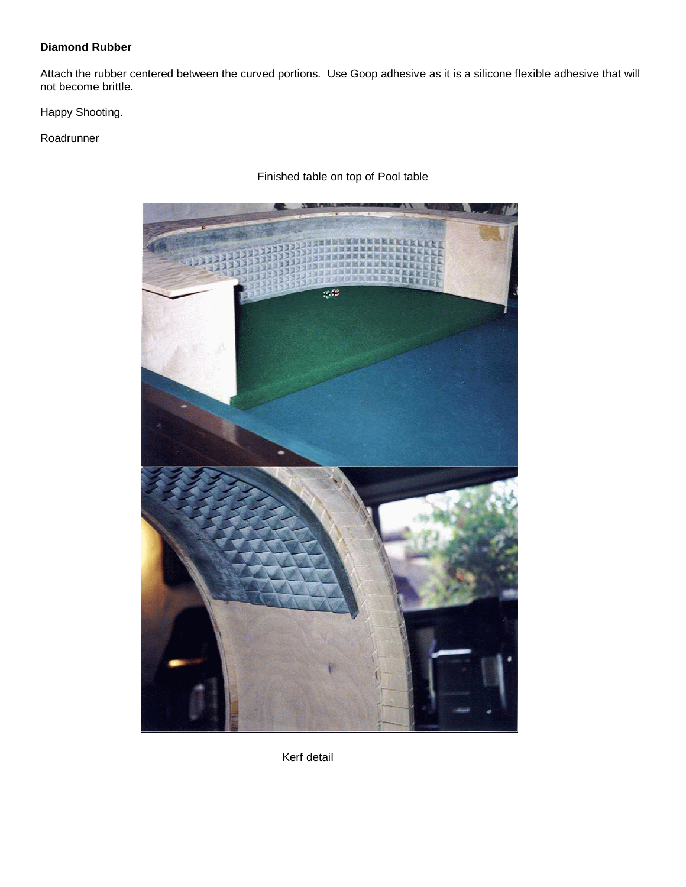**Diamond Rubber**

Attach the rubber centered between the curved portions. Use Goop adhesive as it is a silicone flexible adhesive that will not become brittle.

Happy Shooting.

Roadrunner

Finished table on top of Pool table

Kerf detail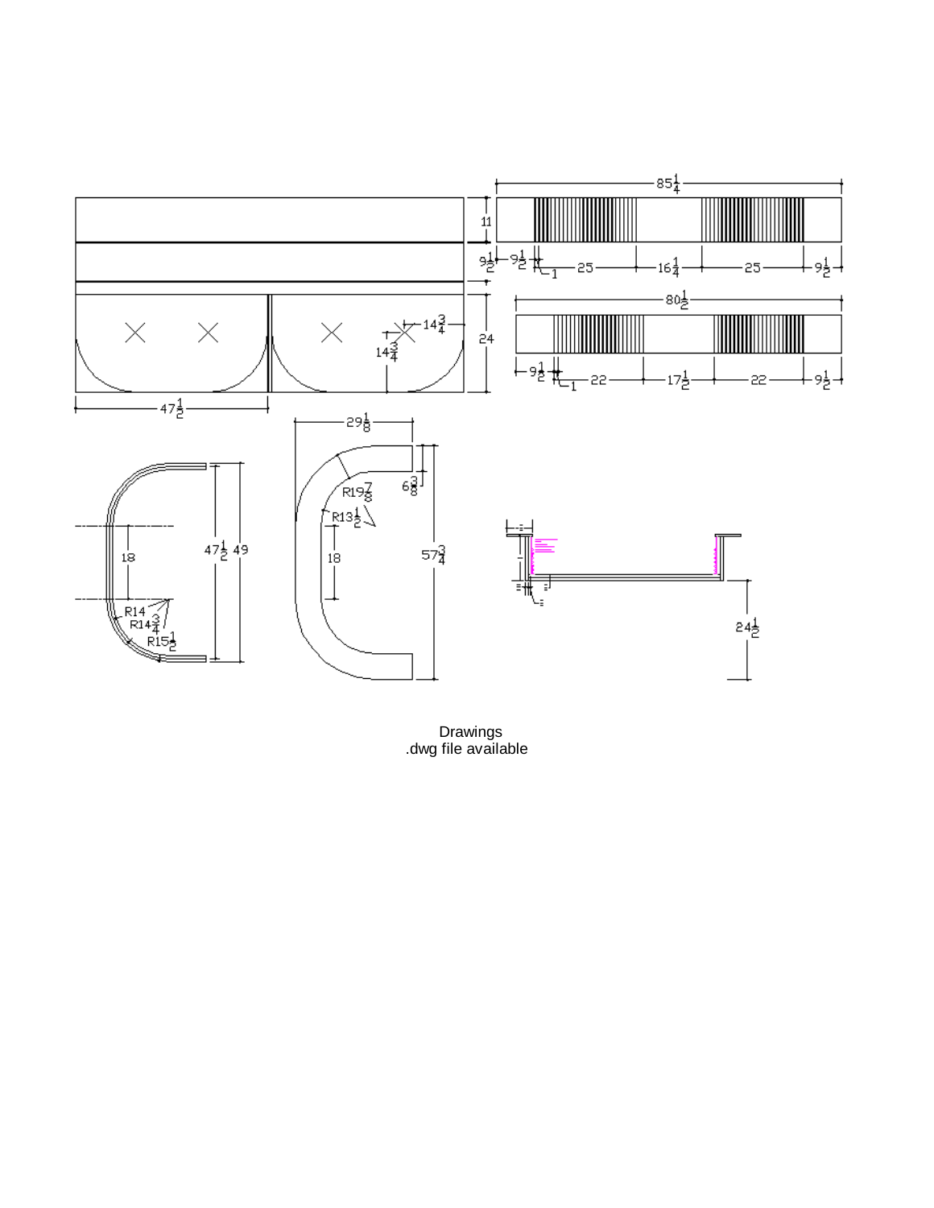85 1/4

11

9 1/2

9 1/2

1

25

16 1/4

25

9 1/2

80 1/2

24

14 3/4

14 3/4

9 1/2

1

22

17 1/2

22

9 1/2

47 1/2

29 1/8

R19 7/8

6 3/8

R13 1/2

18

47 1/2

49

18

57 3/4

R14

R14 3/4

R15 1/2

24 1/2

Drawings
.dwg file available